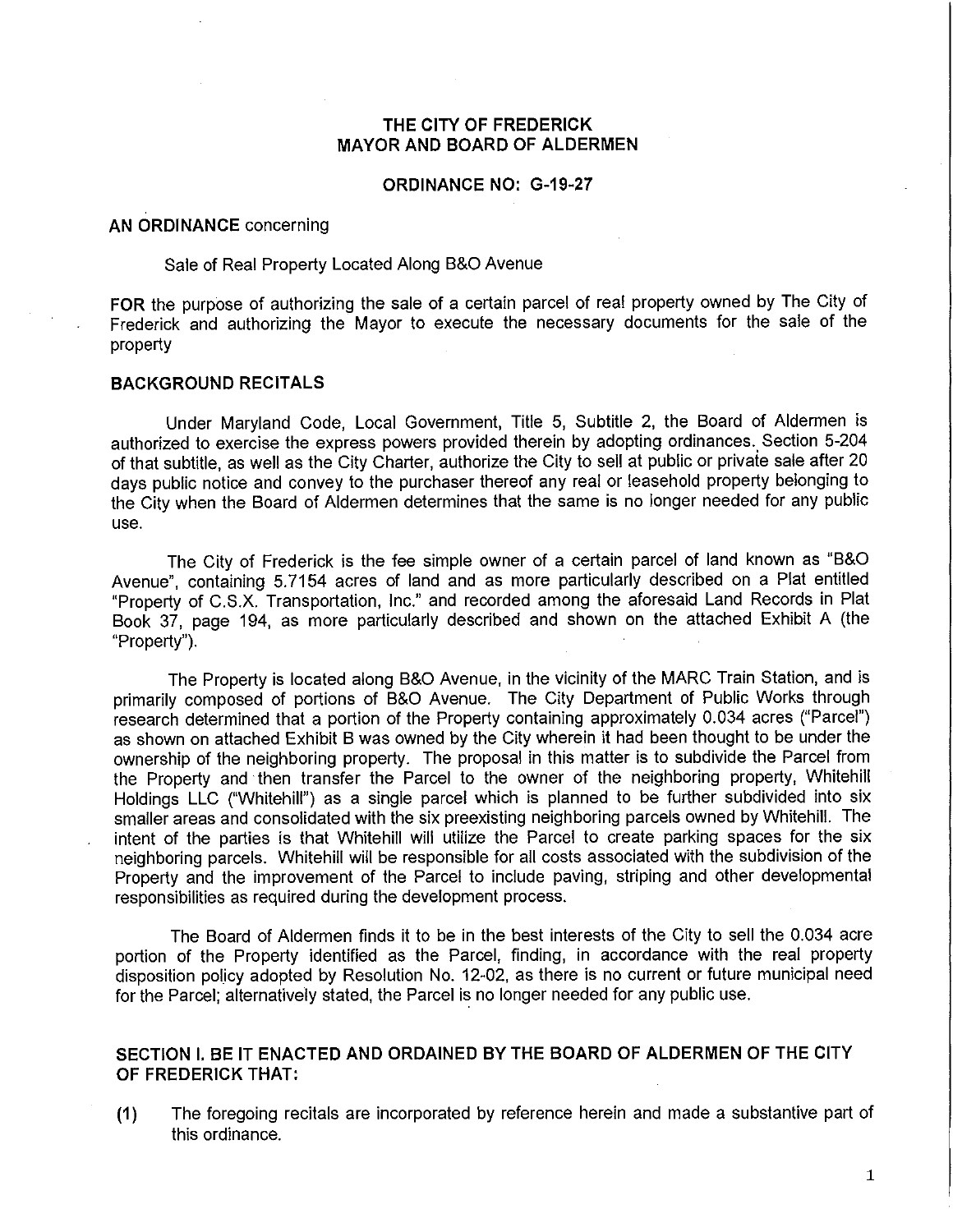# THE CITY OF FREDERICK
# MAYOR AND BOARD OF ALDERMEN

## ORDINANCE NO: G-19-27

**AN ORDINANCE** concerning

Sale of Real Property Located Along B&O Avenue

**FOR** the purpose of authorizing the sale of a certain parcel of real property owned by The City of Frederick and authorizing the Mayor to execute the necessary documents for the sale of the property

**BACKGROUND RECITALS**

Under Maryland Code, Local Government, Title 5, Subtitle 2, the Board of Aldermen is authorized to exercise the express powers provided therein by adopting ordinances. Section 5-204 of that subtitle, as well as the City Charter, authorize the City to sell at public or private sale after 20 days public notice and convey to the purchaser thereof any real or leasehold property belonging to the City when the Board of Aldermen determines that the same is no longer needed for any public use.

The City of Frederick is the fee simple owner of a certain parcel of land known as "B&O Avenue", containing 5.7154 acres of land and as more particularly described on a Plat entitled "Property of C.S.X. Transportation, Inc." and recorded among the aforesaid Land Records in Plat Book 37, page 194, as more particularly described and shown on the attached Exhibit A (the "Property").

The Property is located along B&O Avenue, in the vicinity of the MARC Train Station, and is primarily composed of portions of B&O Avenue. The City Department of Public Works through research determined that a portion of the Property containing approximately 0.034 acres ("Parcel") as shown on attached Exhibit B was owned by the City wherein it had been thought to be under the ownership of the neighboring property. The proposal in this matter is to subdivide the Parcel from the Property and then transfer the Parcel to the owner of the neighboring property, Whitehill Holdings LLC ("Whitehill") as a single parcel which is planned to be further subdivided into six smaller areas and consolidated with the six preexisting neighboring parcels owned by Whitehill. The intent of the parties is that Whitehill will utilize the Parcel to create parking spaces for the six neighboring parcels. Whitehill will be responsible for all costs associated with the subdivision of the Property and the improvement of the Parcel to include paving, striping and other developmental responsibilities as required during the development process.

The Board of Aldermen finds it to be in the best interests of the City to sell the 0.034 acre portion of the Property identified as the Parcel, finding, in accordance with the real property disposition policy adopted by Resolution No. 12-02, as there is no current or future municipal need for the Parcel; alternatively stated, the Parcel is no longer needed for any public use.

**SECTION I. BE IT ENACTED AND ORDAINED BY THE BOARD OF ALDERMEN OF THE CITY OF FREDERICK THAT:**

(1) The foregoing recitals are incorporated by reference herein and made a substantive part of this ordinance.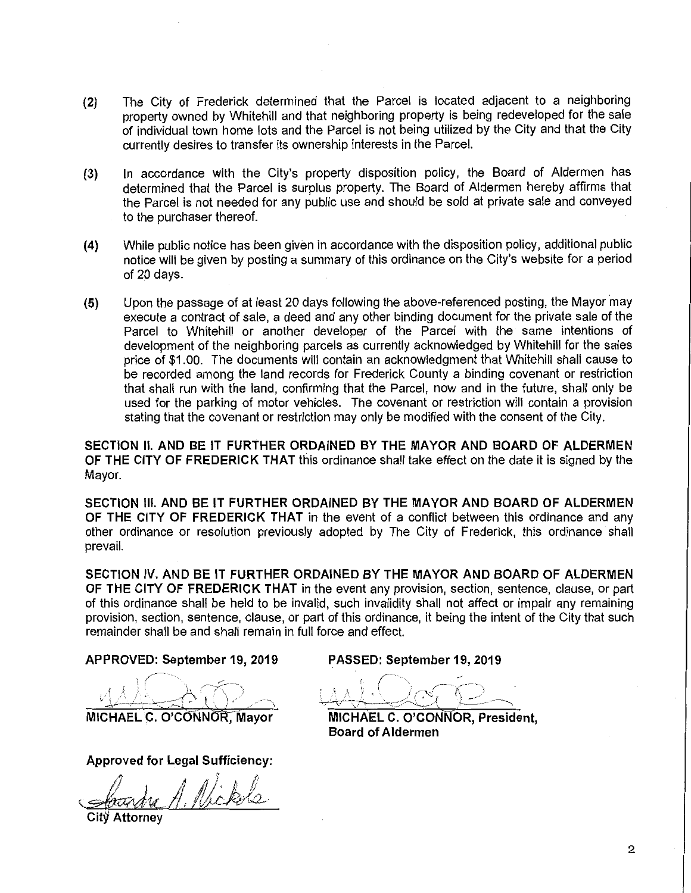(2) The City of Frederick determined that the Parcel is located adjacent to a neighboring property owned by Whitehill and that neighboring property is being redeveloped for the sale of individual town home lots and the Parcel is not being utilized by the City and that the City currently desires to transfer its ownership interests in the Parcel.

(3) In accordance with the City's property disposition policy, the Board of Aldermen has determined that the Parcel is surplus property. The Board of Aldermen hereby affirms that the Parcel is not needed for any public use and should be sold at private sale and conveyed to the purchaser thereof.

(4) While public notice has been given in accordance with the disposition policy, additional public notice will be given by posting a summary of this ordinance on the City's website for a period of 20 days.

(5) Upon the passage of at least 20 days following the above-referenced posting, the Mayor may execute a contract of sale, a deed and any other binding document for the private sale of the Parcel to Whitehill or another developer of the Parcel with the same intentions of development of the neighboring parcels as currently acknowledged by Whitehill for the sales price of $1.00. The documents will contain an acknowledgment that Whitehill shall cause to be recorded among the land records for Frederick County a binding covenant or restriction that shall run with the land, confirming that the Parcel, now and in the future, shall only be used for the parking of motor vehicles. The covenant or restriction will contain a provision stating that the covenant or restriction may only be modified with the consent of the City.

**SECTION II. AND BE IT FURTHER ORDAINED BY THE MAYOR AND BOARD OF ALDERMEN OF THE CITY OF FREDERICK THAT** this ordinance shall take effect on the date it is signed by the Mayor.

**SECTION III. AND BE IT FURTHER ORDAINED BY THE MAYOR AND BOARD OF ALDERMEN OF THE CITY OF FREDERICK THAT** in the event of a conflict between this ordinance and any other ordinance or resolution previously adopted by The City of Frederick, this ordinance shall prevail.

**SECTION IV. AND BE IT FURTHER ORDAINED BY THE MAYOR AND BOARD OF ALDERMEN OF THE CITY OF FREDERICK THAT** in the event any provision, section, sentence, clause, or part of this ordinance shall be held to be invalid, such invalidity shall not affect or impair any remaining provision, section, sentence, clause, or part of this ordinance, it being the intent of the City that such remainder shall be and shall remain in full force and effect.

**APPROVED: September 19, 2019**

**MICHAEL C. O'CONNOR, Mayor**

**PASSED: September 19, 2019**

**MICHAEL C. O'CONNOR, President, Board of Aldermen**

**Approved for Legal Sufficiency:**

**City Attorney**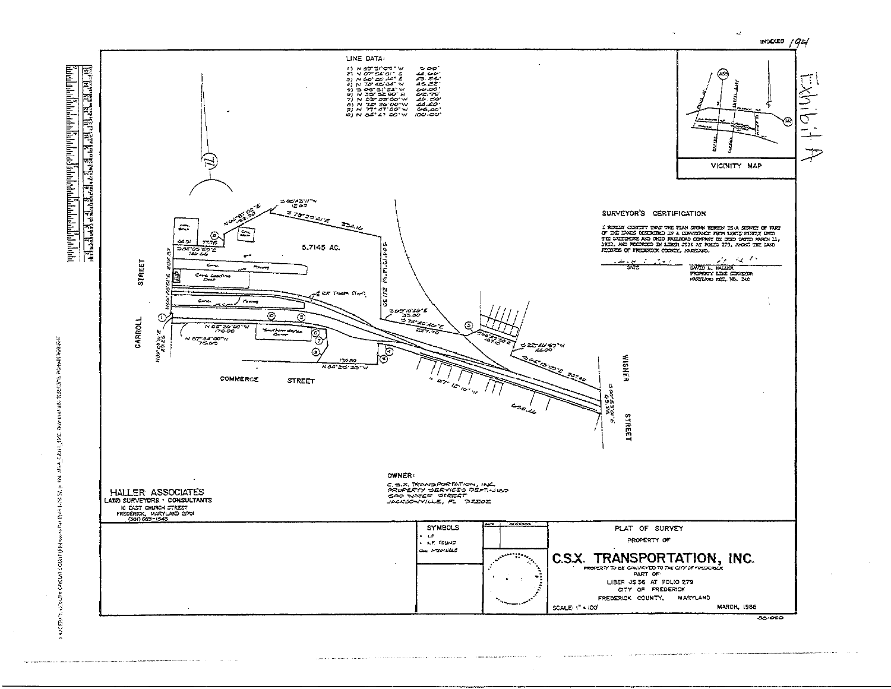INDEXED 194

Exhibit A

LINE DATA:

| | |
|---|---|
| N 83°31'05" W | 5.00' |
| N 07°54'01" E | 44.66' |
| N 06°35'44" E | 33.86' |
| N 76°48'06" W | 43.83' |
| N 05°31'55" W | 66.00' |
| N 89°32'00" E | 65.70' |
| N 83°03'00" W | 46.50' |
| N 76°26'00" W | 44.40' |
| N 77°47'00" W | 66.20' |
| N 06°27'00" W | 100.00' |

5.7145 AC.

CARROLL STREET

COMMERCE STREET

WISNER STREET

VICINITY MAP

## SURVEYOR'S CERTIFICATION

I HEREBY CERTIFY THAT THE PLAN SHOWN HEREON IS A SURVEY OF PART OF THE LANDS DESCRIBED IN A CONVEYANCE FROM LEWIS BIDDLY UNTO THE BALTIMORE AND OHIO RAILROAD COMPANY BY DEED DATED MARCH 11, 1832, AND RECORDED IN LIBER JS36 AT FOLIO 279, AMONG THE LAND RECORDS OF FREDERICK COUNTY, MARYLAND.

DATE

DAVID L. HALLER
PROPERTY LINE SURVEYOR
MARYLAND REG. NO. 240

OWNER:
C.S.X. TRANSPORTATION, INC.
PROPERTY SERVICES DEPT.-J180
500 WATER STREET
JACKSONVILLE, FL 32202

HALLER ASSOCIATES
LAND SURVEYORS • CONSULTANTS
10 EAST CHURCH STREET
FREDERICK, MARYLAND 21701
(301) 663-1545

SYMBOLS
• I.P.
• I.P. FOUND
MANHOLE

PLAT OF SURVEY
PROPERTY OF
**C.S.X. TRANSPORTATION, INC.**
PROPERTY TO BE CONVEYED TO THE CITY OF FREDERICK
PART OF
LIBER JS 36 AT FOLIO 279
CITY OF FREDERICK
FREDERICK COUNTY, MARYLAND
SCALE: 1" = 100'
MARCH, 1988

88-050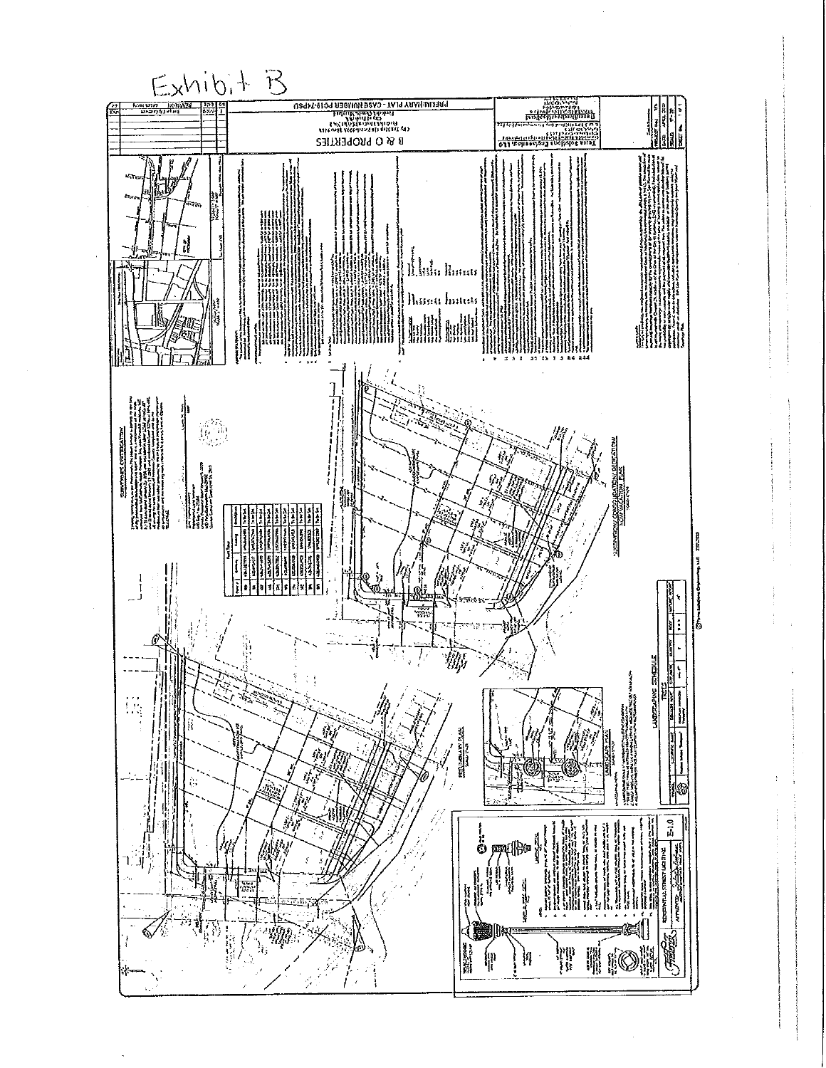Exhibit B

B & O PROPERTIES

PRELIMINARY PLAT - CASE NUMBER PC19-24PSU

SURVEYOR'S CERTIFICATION

PRELIMINARY PLAN

SUBDIVISION/ CONSOLIDATION/ DEDICATION/ ROW VACATION PLAN

LANDSCAPE PLAN

LANDSCAPING SCHEDULE

TREES

RESIDENTIAL STREET LIGHTING

E-1.0